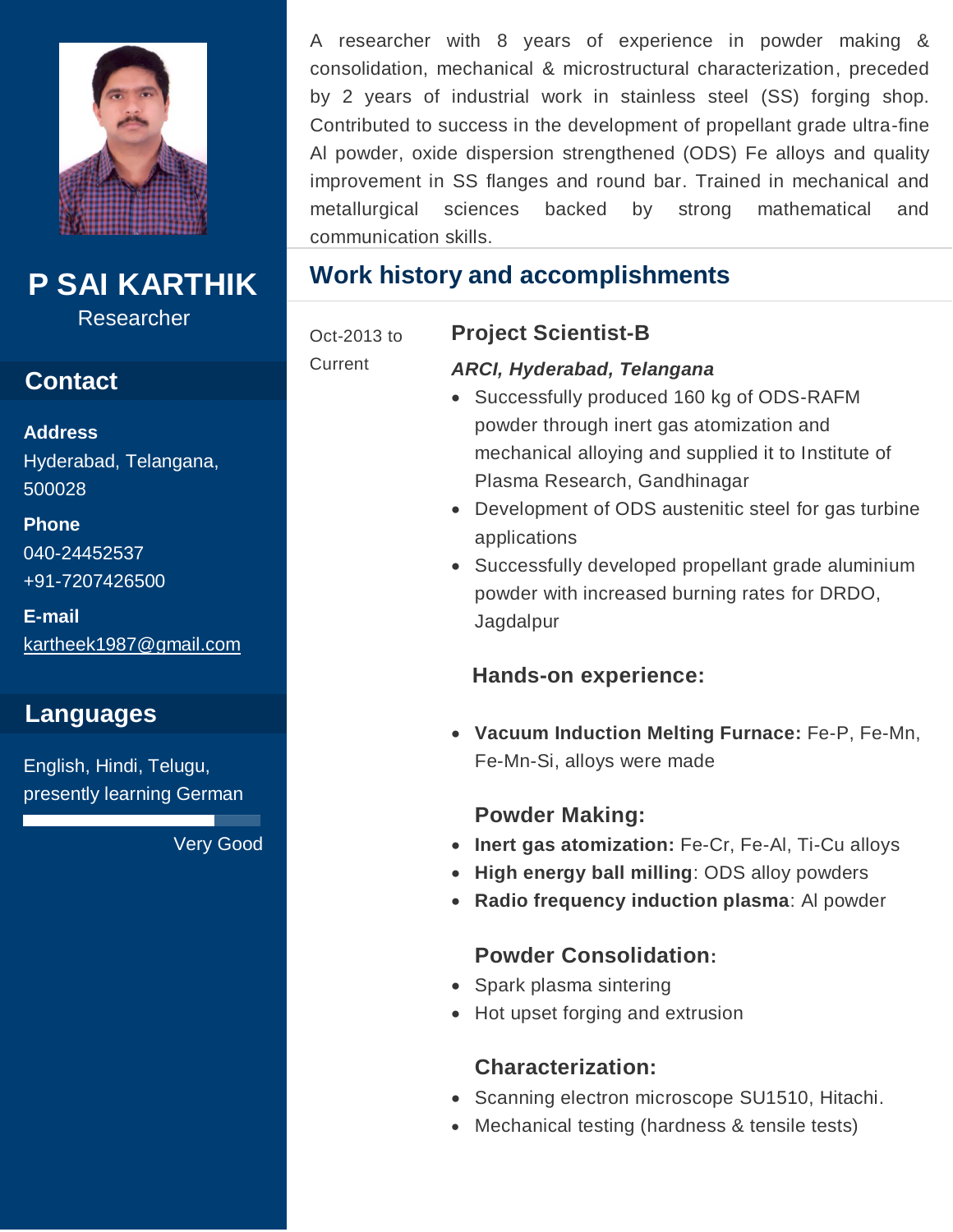# P SAI KARTHIK

Researcher

## Contact

**Address**

Hyderabad, Telangana, 500028

**Phone**

040-24452537

+91-7207426500

**E-mail**

kartheek1987@gmail.com

## Languages

English, Hindi, Telugu, presently learning German

Very Good

---

A researcher with 8 years of experience in powder making & consolidation, mechanical & microstructural characterization, preceded by 2 years of industrial work in stainless steel (SS) forging shop. Contributed to success in the development of propellant grade ultra-fine Al powder, oxide dispersion strengthened (ODS) Fe alloys and quality improvement in SS flanges and round bar. Trained in mechanical and metallurgical sciences backed by strong mathematical and communication skills.

## Work history and accomplishments

Oct-2013 to Current

### Project Scientist-B

***ARCI, Hyderabad, Telangana***

- Successfully produced 160 kg of ODS-RAFM powder through inert gas atomization and mechanical alloying and supplied it to Institute of Plasma Research, Gandhinagar
- Development of ODS austenitic steel for gas turbine applications
- Successfully developed propellant grade aluminium powder with increased burning rates for DRDO, Jagdalpur

**Hands-on experience:**

- **Vacuum Induction Melting Furnace:** Fe-P, Fe-Mn, Fe-Mn-Si, alloys were made

**Powder Making:**

- **Inert gas atomization:** Fe-Cr, Fe-Al, Ti-Cu alloys
- **High energy ball milling**: ODS alloy powders
- **Radio frequency induction plasma**: Al powder

**Powder Consolidation:**

- Spark plasma sintering
- Hot upset forging and extrusion

**Characterization:**

- Scanning electron microscope SU1510, Hitachi.
- Mechanical testing (hardness & tensile tests)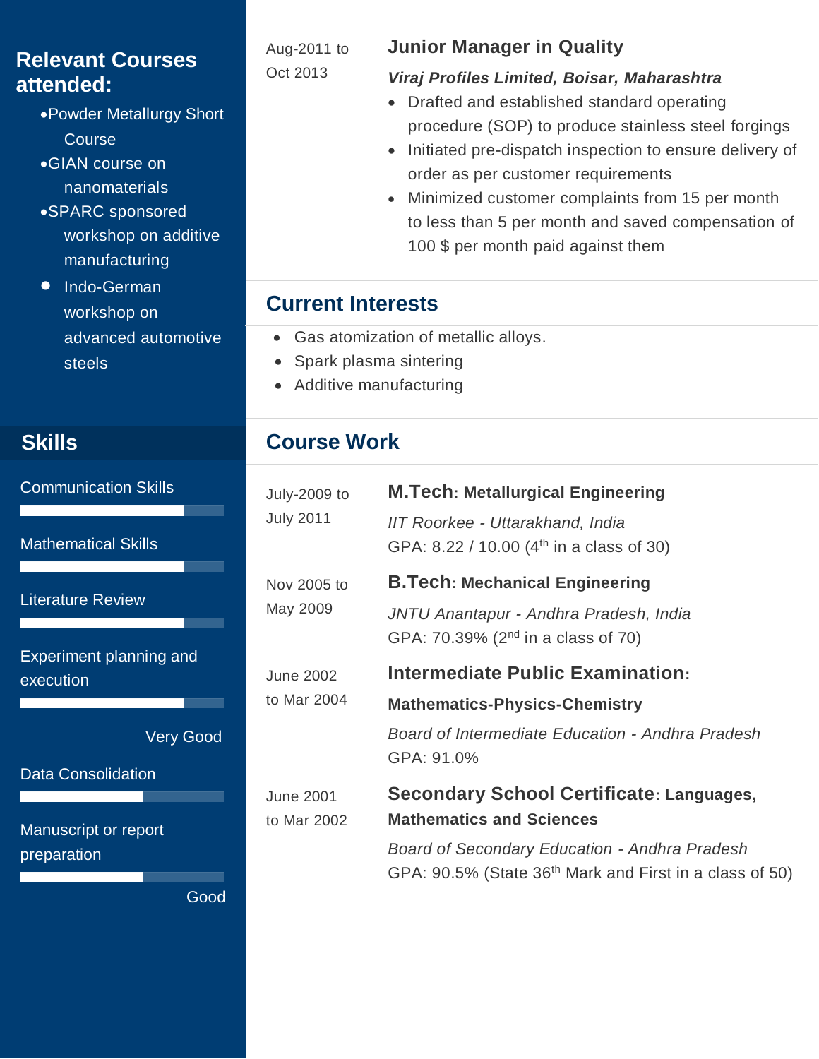## Relevant Courses attended:

- Powder Metallurgy Short Course
- GIAN course on nanomaterials
- SPARC sponsored workshop on additive manufacturing
- Indo-German workshop on advanced automotive steels

## Skills

Communication Skills

Mathematical Skills

Literature Review

Experiment planning and execution

Very Good

Data Consolidation

Manuscript or report preparation

Good

---

Aug-2011 to Oct 2013

### Junior Manager in Quality

***Viraj Profiles Limited, Boisar, Maharashtra***

- Drafted and established standard operating procedure (SOP) to produce stainless steel forgings
- Initiated pre-dispatch inspection to ensure delivery of order as per customer requirements
- Minimized customer complaints from 15 per month to less than 5 per month and saved compensation of 100 $ per month paid against them

## Current Interests

- Gas atomization of metallic alloys.
- Spark plasma sintering
- Additive manufacturing

## Course Work

July-2009 to July 2011

**M.Tech: Metallurgical Engineering**

*IIT Roorkee - Uttarakhand, India*

GPA: 8.22 / 10.00 (4th in a class of 30)

Nov 2005 to May 2009

**B.Tech: Mechanical Engineering**

*JNTU Anantapur - Andhra Pradesh, India*

GPA: 70.39% (2nd in a class of 70)

June 2002 to Mar 2004

**Intermediate Public Examination: Mathematics-Physics-Chemistry**

*Board of Intermediate Education - Andhra Pradesh*

GPA: 91.0%

June 2001 to Mar 2002

**Secondary School Certificate: Languages, Mathematics and Sciences**

*Board of Secondary Education - Andhra Pradesh*

GPA: 90.5% (State 36th Mark and First in a class of 50)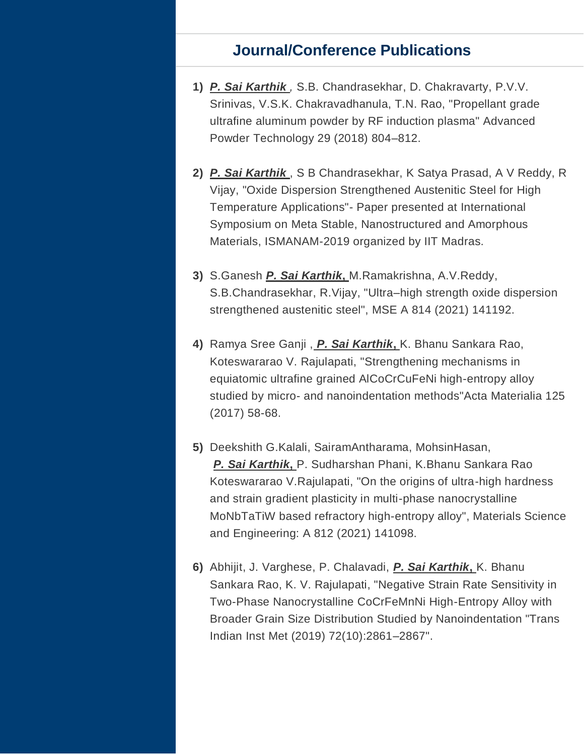## Journal/Conference Publications

1. ***P. Sai Karthik*** *,* S.B. Chandrasekhar, D. Chakravarty, P.V.V. Srinivas, V.S.K. Chakravadhanula, T.N. Rao, "Propellant grade ultrafine aluminum powder by RF induction plasma" Advanced Powder Technology 29 (2018) 804–812.

2. ***P. Sai Karthik*** , S B Chandrasekhar, K Satya Prasad, A V Reddy, R Vijay, "Oxide Dispersion Strengthened Austenitic Steel for High Temperature Applications"- Paper presented at International Symposium on Meta Stable, Nanostructured and Amorphous Materials, ISMANAM-2019 organized by IIT Madras.

3. S.Ganesh ***P. Sai Karthik*, **M.Ramakrishna, A.V.Reddy, S.B.Chandrasekhar, R.Vijay, "Ultra–high strength oxide dispersion strengthened austenitic steel", MSE A 814 (2021) 141192.

4. Ramya Sree Ganji , ***P. Sai Karthik*,** K. Bhanu Sankara Rao, Koteswararao V. Rajulapati, "Strengthening mechanisms in equiatomic ultrafine grained AlCoCrCuFeNi high-entropy alloy studied by micro- and nanoindentation methods"Acta Materialia 125 (2017) 58-68.

5. Deekshith G.Kalali, SairamAntharama, MohsinHasan, ***P. Sai Karthik*,** P. Sudharshan Phani, K.Bhanu Sankara Rao Koteswararao V.Rajulapati, "On the origins of ultra-high hardness and strain gradient plasticity in multi-phase nanocrystalline MoNbTaTiW based refractory high-entropy alloy", Materials Science and Engineering: A 812 (2021) 141098.

6. Abhijit, J. Varghese, P. Chalavadi, ***P. Sai Karthik*,** K. Bhanu Sankara Rao, K. V. Rajulapati, "Negative Strain Rate Sensitivity in Two-Phase Nanocrystalline CoCrFeMnNi High-Entropy Alloy with Broader Grain Size Distribution Studied by Nanoindentation "Trans Indian Inst Met (2019) 72(10):2861–2867".